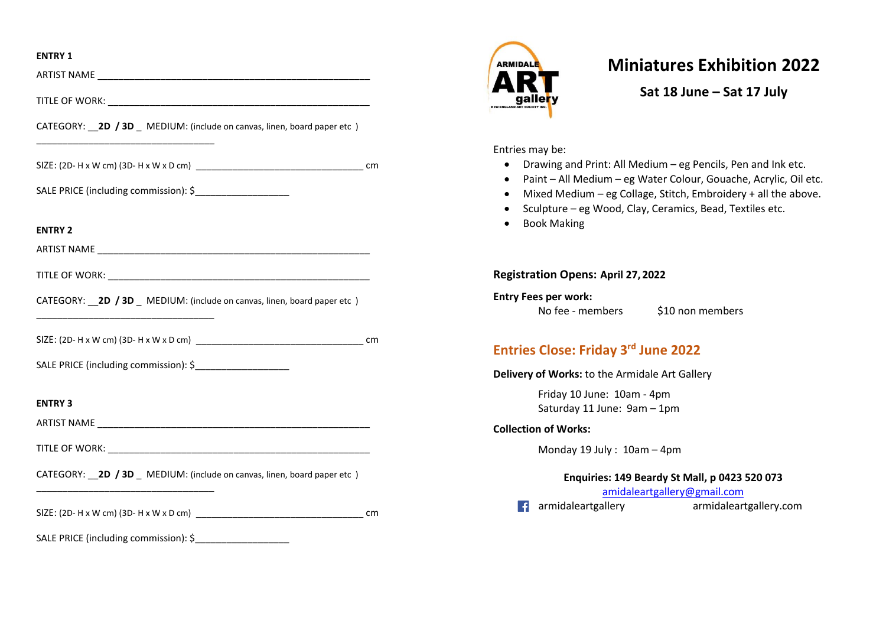**ENTRY 1**

ARTIST NAME ___________________________________________________

TITLE OF WORK: ________________________________________________

CATEGORY: __**2D / 3D** _ MEDIUM: (include on canvas, linen, board paper etc )
________________________________

SIZE: (2D- H x W cm) (3D- H x W x D cm) ______________________________ cm

SALE PRICE (including commission): $_________________

**ENTRY 2**

ARTIST NAME ___________________________________________________

TITLE OF WORK: ________________________________________________

CATEGORY: __**2D / 3D** _ MEDIUM: (include on canvas, linen, board paper etc )
________________________________

SIZE: (2D- H x W cm) (3D- H x W x D cm) ______________________________ cm

SALE PRICE (including commission): $_________________

**ENTRY 3**

ARTIST NAME ___________________________________________________

TITLE OF WORK: ________________________________________________

CATEGORY: __**2D / 3D** _ MEDIUM: (include on canvas, linen, board paper etc )
________________________________

SIZE: (2D- H x W cm) (3D- H x W x D cm) ______________________________ cm

SALE PRICE (including commission): $_________________

ARMIDALE ART gallery
NEW ENGLAND ART SOCIETY INC.

# Miniatures Exhibition 2022

## Sat 18 June – Sat 17 July

Entries may be:

- Drawing and Print: All Medium – eg Pencils, Pen and Ink etc.
- Paint – All Medium – eg Water Colour, Gouache, Acrylic, Oil etc.
- Mixed Medium – eg Collage, Stitch, Embroidery + all the above.
- Sculpture – eg Wood, Clay, Ceramics, Bead, Textiles etc.
- Book Making

**Registration Opens: April 27, 2022**

**Entry Fees per work:**

No fee - members $10 non members

## Entries Close: Friday 3rd June 2022

**Delivery of Works:** to the Armidale Art Gallery

Friday 10 June: 10am - 4pm
Saturday 11 June: 9am – 1pm

**Collection of Works:**

Monday 19 July : 10am – 4pm

**Enquiries: 149 Beardy St Mall, p 0423 520 073**

amidaleartgallery@gmail.com

armidaleartgallery armidaleartgallery.com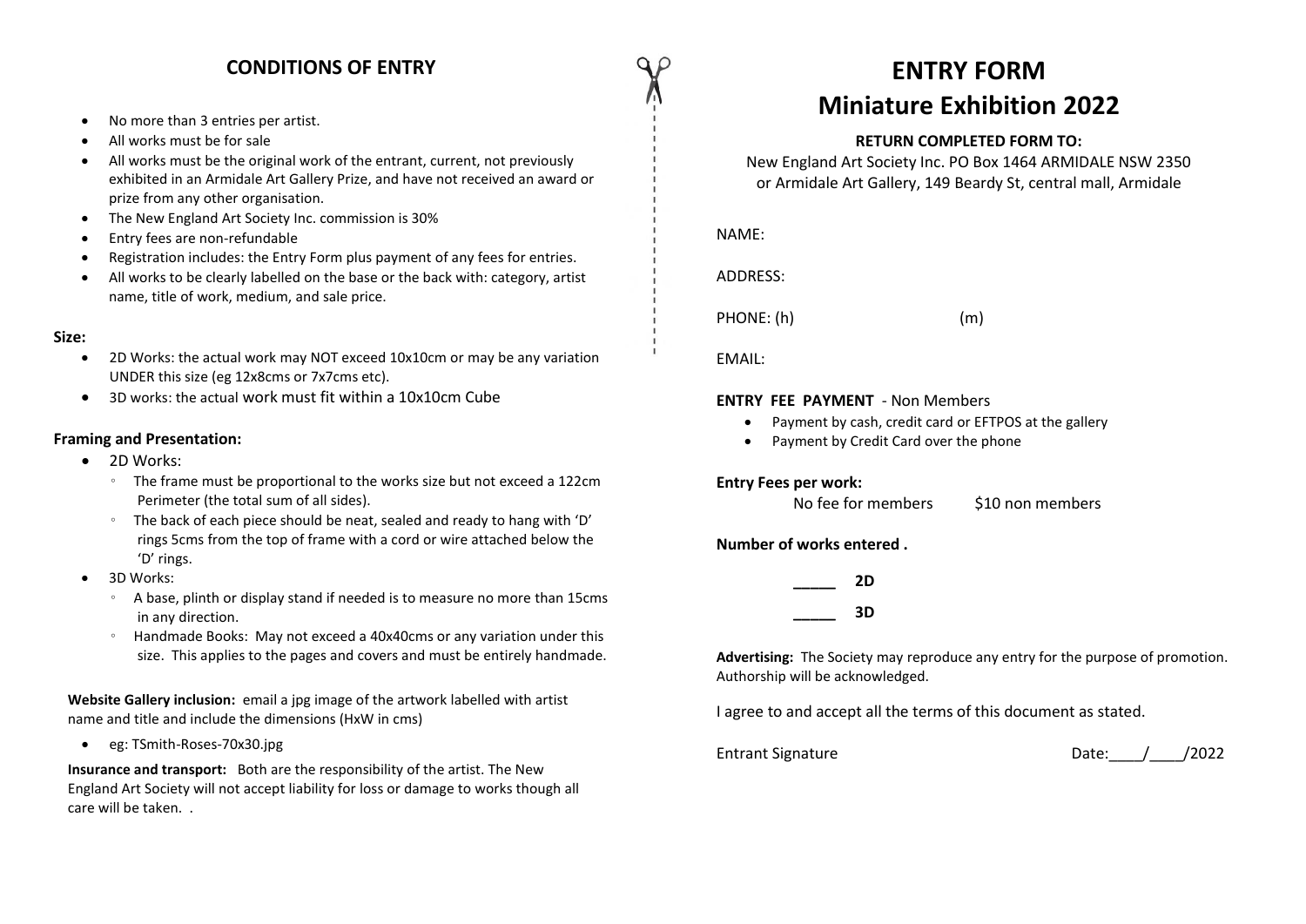## CONDITIONS OF ENTRY

- No more than 3 entries per artist.
- All works must be for sale
- All works must be the original work of the entrant, current, not previously exhibited in an Armidale Art Gallery Prize, and have not received an award or prize from any other organisation.
- The New England Art Society Inc. commission is 30%
- Entry fees are non-refundable
- Registration includes: the Entry Form plus payment of any fees for entries.
- All works to be clearly labelled on the base or the back with: category, artist name, title of work, medium, and sale price.

**Size:**

- 2D Works: the actual work may NOT exceed 10x10cm or may be any variation UNDER this size (eg 12x8cms or 7x7cms etc).
- 3D works: the actual work must fit within a 10x10cm Cube

**Framing and Presentation:**

- 2D Works:
  - The frame must be proportional to the works size but not exceed a 122cm Perimeter (the total sum of all sides).
  - The back of each piece should be neat, sealed and ready to hang with 'D' rings 5cms from the top of frame with a cord or wire attached below the 'D' rings.
- 3D Works:
  - A base, plinth or display stand if needed is to measure no more than 15cms in any direction.
  - Handmade Books: May not exceed a 40x40cms or any variation under this size. This applies to the pages and covers and must be entirely handmade.

**Website Gallery inclusion:** email a jpg image of the artwork labelled with artist name and title and include the dimensions (HxW in cms)

- eg: TSmith-Roses-70x30.jpg

**Insurance and transport:** Both are the responsibility of the artist. The New England Art Society will not accept liability for loss or damage to works though all care will be taken. .

# ENTRY FORM
# Miniature Exhibition 2022

**RETURN COMPLETED FORM TO:**

New England Art Society Inc. PO Box 1464 ARMIDALE NSW 2350
or Armidale Art Gallery, 149 Beardy St, central mall, Armidale

NAME:

ADDRESS:

PHONE: (h) (m)

EMAIL:

**ENTRY FEE PAYMENT** - Non Members

- Payment by cash, credit card or EFTPOS at the gallery
- Payment by Credit Card over the phone

**Entry Fees per work:**

No fee for members $10 non members

**Number of works entered .**

_____ **2D**

_____ **3D**

**Advertising:** The Society may reproduce any entry for the purpose of promotion. Authorship will be acknowledged.

I agree to and accept all the terms of this document as stated.

Entrant Signature Date:____/____/2022